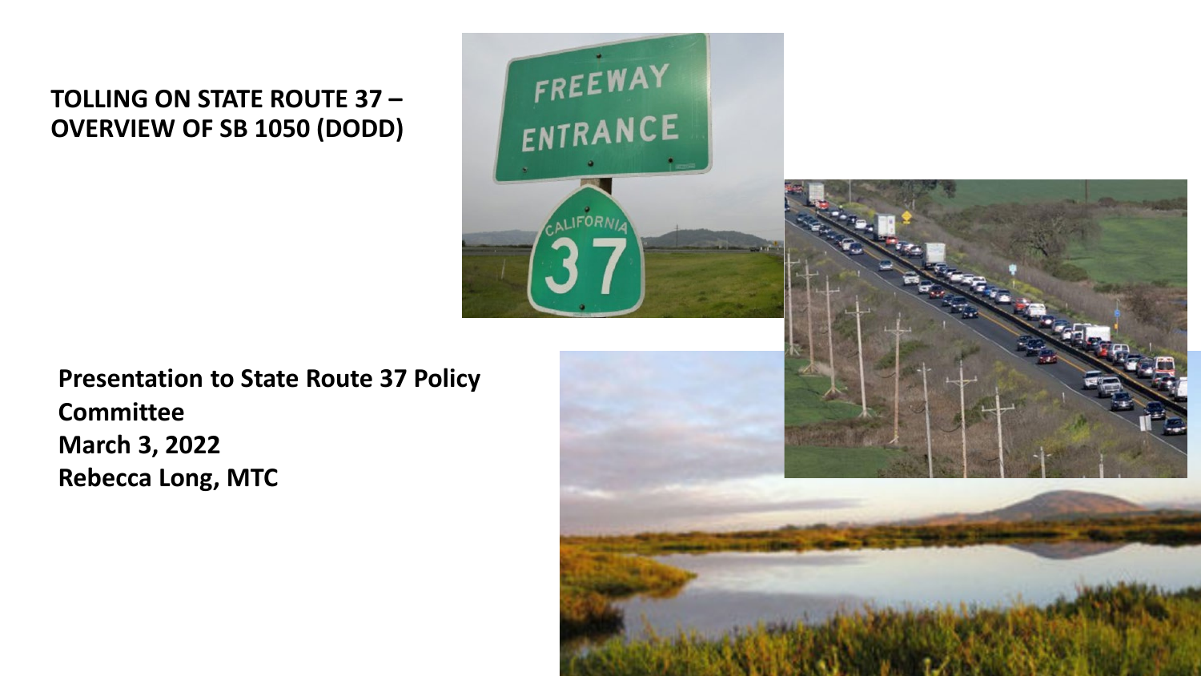# TOLLING ON STATE ROUTE 37 – OVERVIEW OF SB 1050 (DODD)

**Presentation to State Route 37 Policy Committee**
**March 3, 2022**
**Rebecca Long, MTC**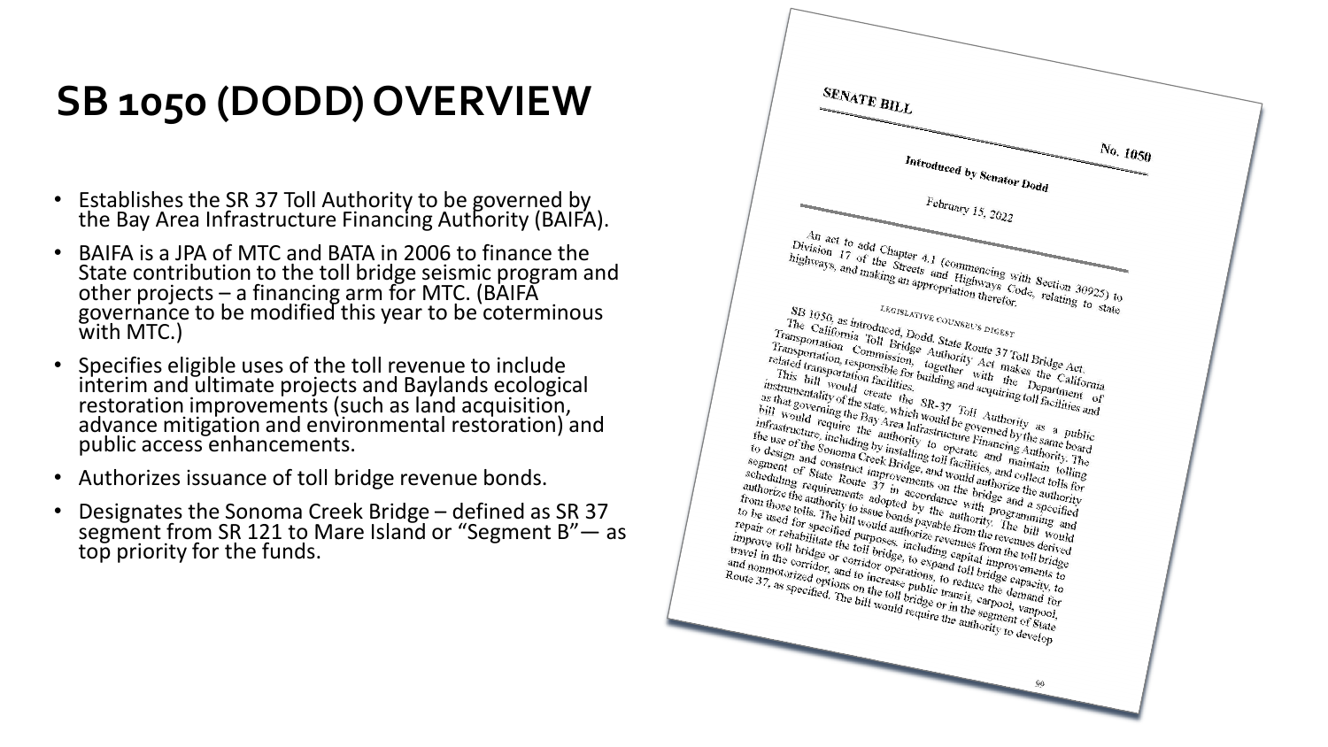# SB 1050 (DODD) OVERVIEW

- Establishes the SR 37 Toll Authority to be governed by the Bay Area Infrastructure Financing Authority (BAIFA).
- BAIFA is a JPA of MTC and BATA in 2006 to finance the State contribution to the toll bridge seismic program and other projects – a financing arm for MTC. (BAIFA governance to be modified this year to be coterminous with MTC.)
- Specifies eligible uses of the toll revenue to include interim and ultimate projects and Baylands ecological restoration improvements (such as land acquisition, advance mitigation and environmental restoration) and public access enhancements.
- Authorizes issuance of toll bridge revenue bonds.
- Designates the Sonoma Creek Bridge – defined as SR 37 segment from SR 121 to Mare Island or "Segment B"— as top priority for the funds.

**SENATE BILL** **No. 1050**

**Introduced by Senator Dodd**

February 15, 2022

An act to add Chapter 4.1 (commencing with Section 30925) to Division 17 of the Streets and Highways Code, relating to state highways, and making an appropriation therefor.

LEGISLATIVE COUNSEL'S DIGEST

SB 1050, as introduced, Dodd. State Route 37 Toll Bridge Act.

The California Toll Bridge Authority Act makes the California Transportation Commission, together with the Department of Transportation, responsible for building and acquiring toll facilities and related transportation facilities.

This bill would create the SR-37 Toll Authority as a public instrumentality of the state, which would be governed by the same board as that governing the Bay Area Infrastructure Financing Authority. The bill would require the authority to operate and maintain tolling infrastructure, including by installing toll facilities, and collect tolls for the use of the Sonoma Creek Bridge, and would authorize the authority to design and construct improvements on the bridge and a specified segment of State Route 37 in accordance with programming and scheduling requirements adopted by the authority. The bill would authorize the authority to issue bonds payable from the revenues derived from those tolls. The bill would authorize revenues from the toll bridge to be used for specified purposes, including capital improvements to repair or rehabilitate the toll bridge, to expand toll bridge capacity, to improve toll bridge or corridor operations, to reduce the demand for travel in the corridor, and to increase public transit, carpool, vanpool, and nonmotorized options on the toll bridge or in the segment of State Route 37, as specified. The bill would require the authority to develop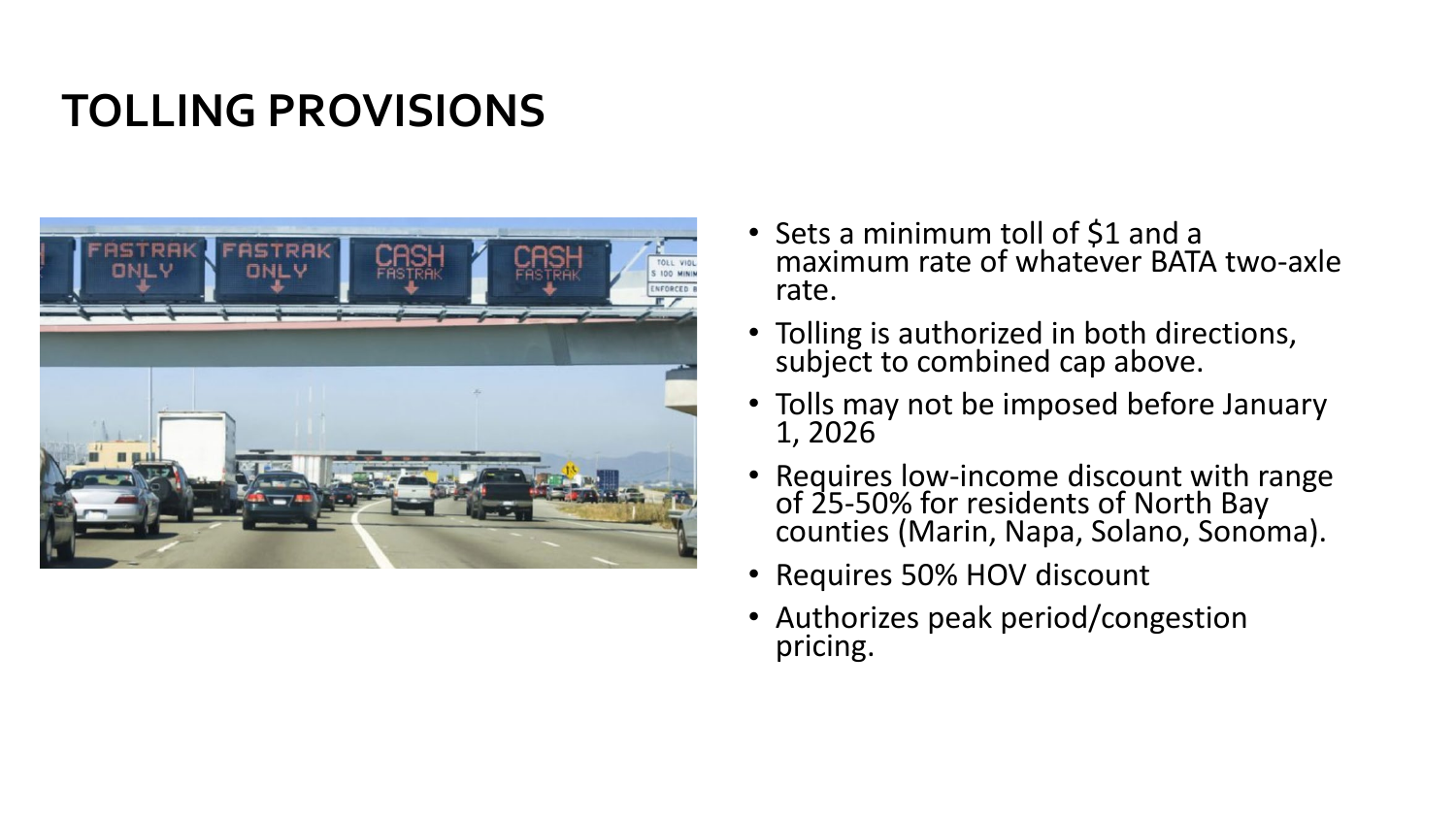# TOLLING PROVISIONS

- Sets a minimum toll of $1 and a maximum rate of whatever BATA two-axle rate.
- Tolling is authorized in both directions, subject to combined cap above.
- Tolls may not be imposed before January 1, 2026
- Requires low-income discount with range of 25-50% for residents of North Bay counties (Marin, Napa, Solano, Sonoma).
- Requires 50% HOV discount
- Authorizes peak period/congestion pricing.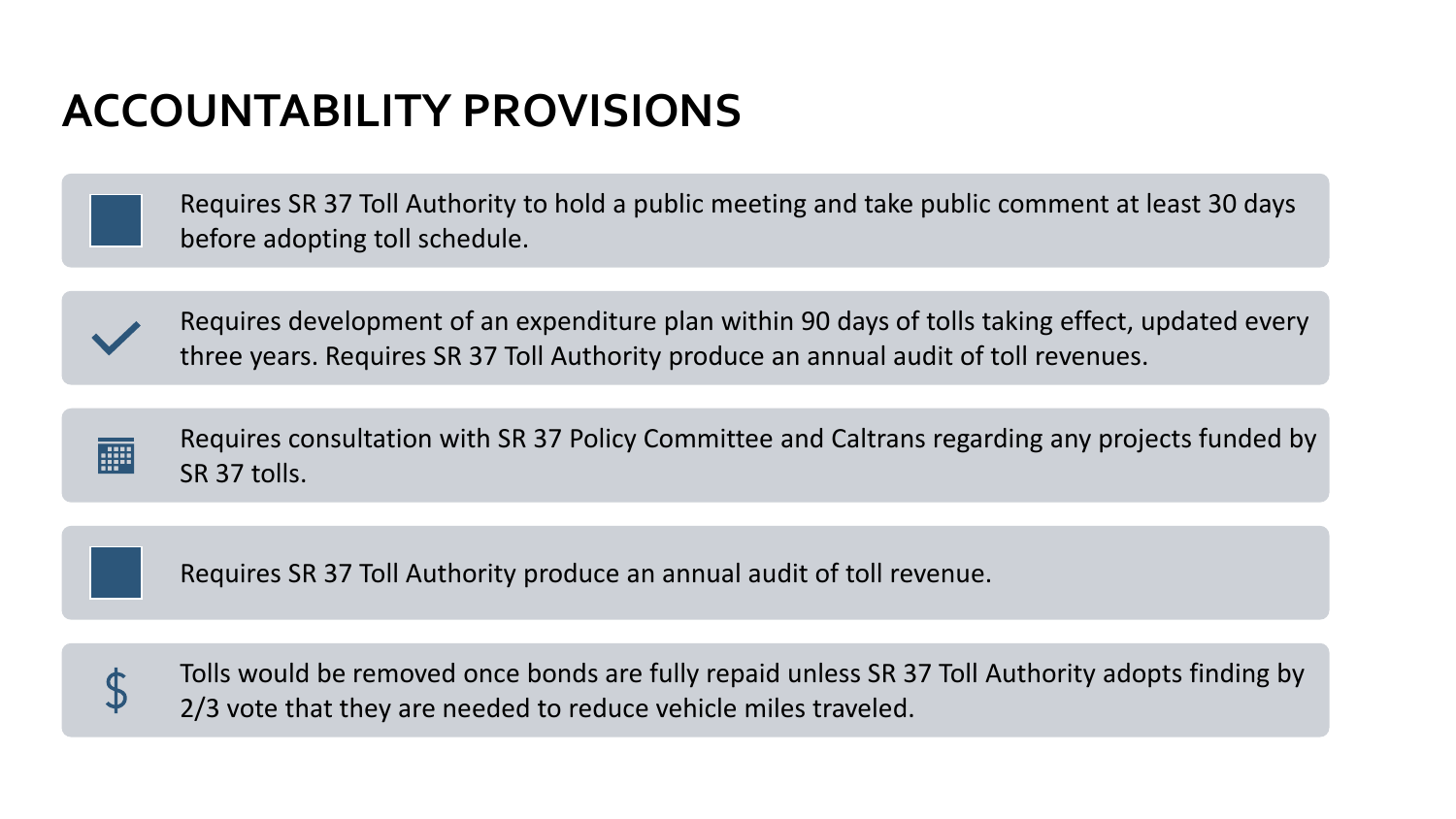# ACCOUNTABILITY PROVISIONS

- Requires SR 37 Toll Authority to hold a public meeting and take public comment at least 30 days before adopting toll schedule.
- Requires development of an expenditure plan within 90 days of tolls taking effect, updated every three years. Requires SR 37 Toll Authority produce an annual audit of toll revenues.
- Requires consultation with SR 37 Policy Committee and Caltrans regarding any projects funded by SR 37 tolls.
- Requires SR 37 Toll Authority produce an annual audit of toll revenue.
- Tolls would be removed once bonds are fully repaid unless SR 37 Toll Authority adopts finding by 2/3 vote that they are needed to reduce vehicle miles traveled.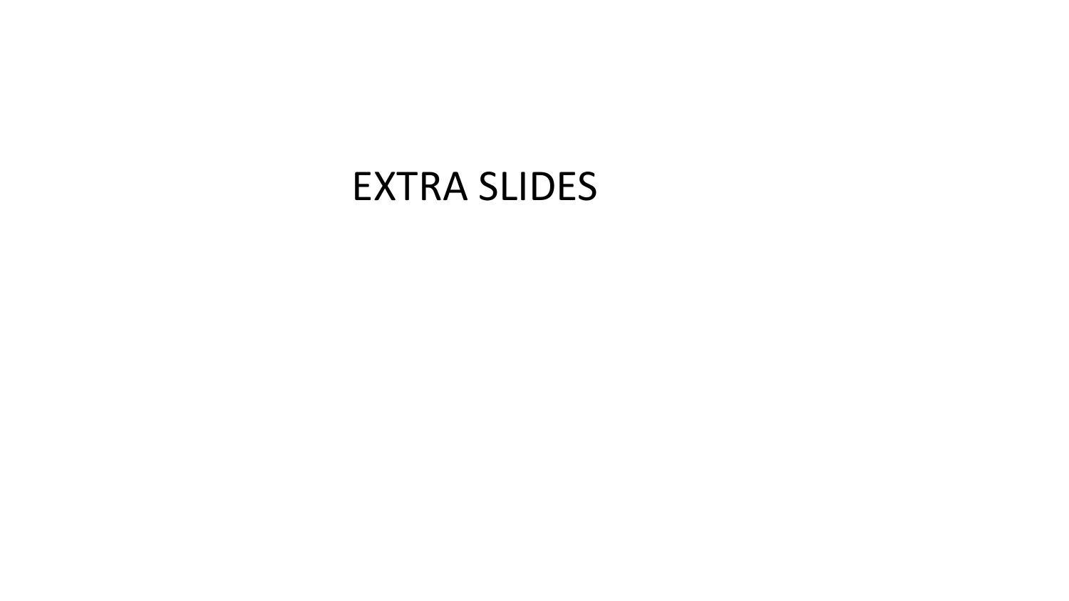# EXTRA SLIDES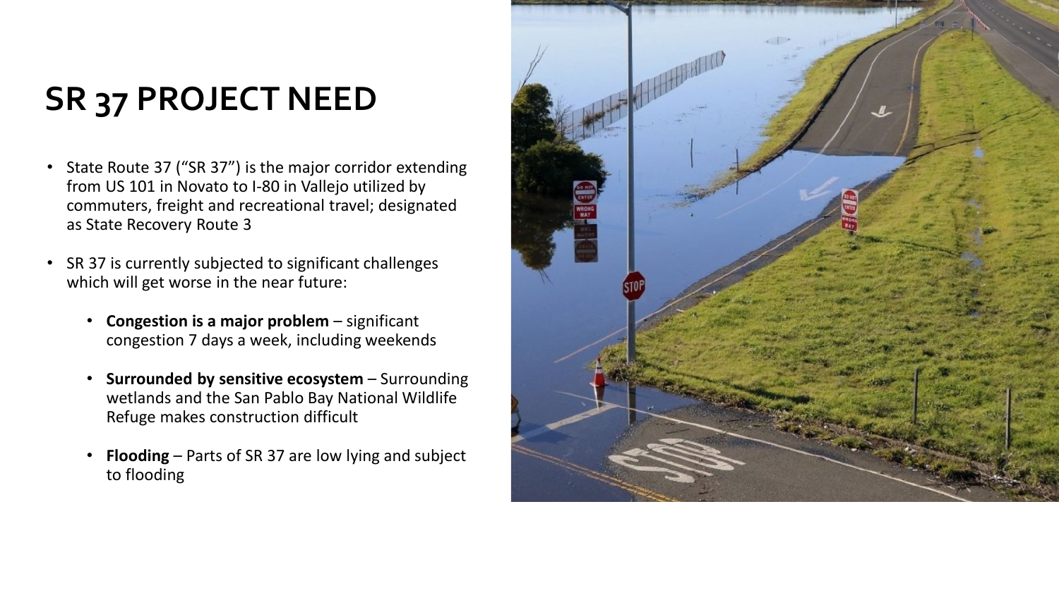# SR 37 PROJECT NEED

- State Route 37 ("SR 37") is the major corridor extending from US 101 in Novato to I-80 in Vallejo utilized by commuters, freight and recreational travel; designated as State Recovery Route 3
- SR 37 is currently subjected to significant challenges which will get worse in the near future:
  - **Congestion is a major problem** – significant congestion 7 days a week, including weekends
  - **Surrounded by sensitive ecosystem** – Surrounding wetlands and the San Pablo Bay National Wildlife Refuge makes construction difficult
  - **Flooding** – Parts of SR 37 are low lying and subject to flooding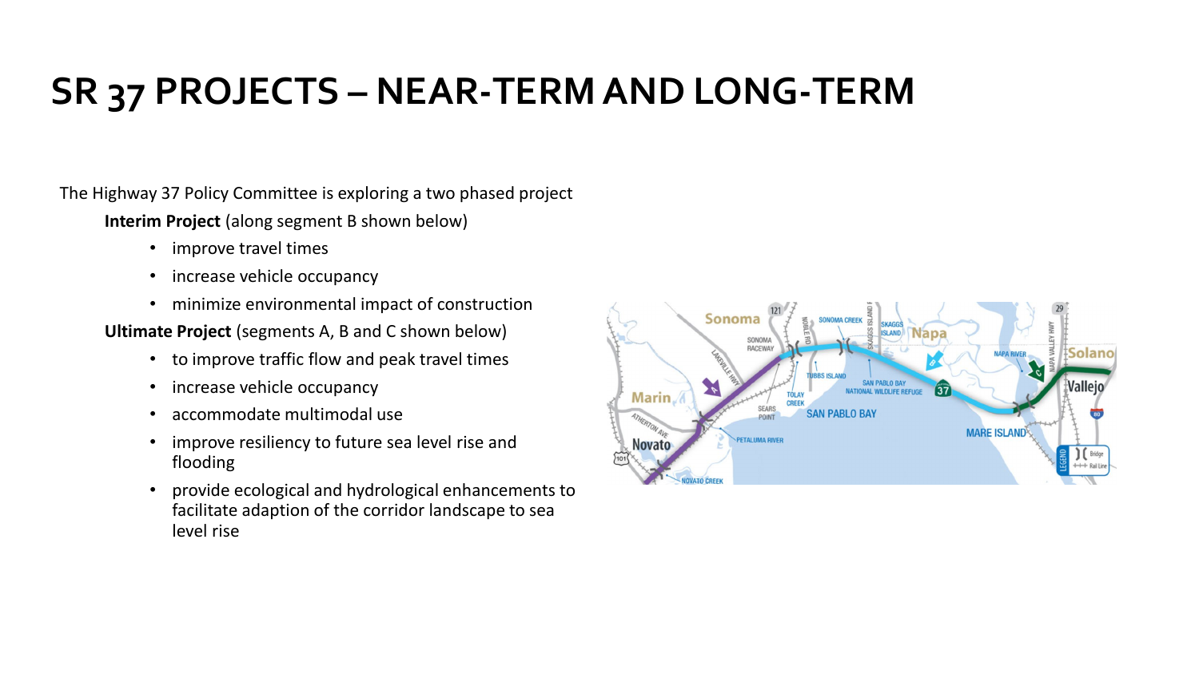# SR 37 PROJECTS – NEAR-TERM AND LONG-TERM

The Highway 37 Policy Committee is exploring a two phased project

**Interim Project** (along segment B shown below)

- improve travel times
- increase vehicle occupancy
- minimize environmental impact of construction

**Ultimate Project** (segments A, B and C shown below)

- to improve traffic flow and peak travel times
- increase vehicle occupancy
- accommodate multimodal use
- improve resiliency to future sea level rise and flooding
- provide ecological and hydrological enhancements to facilitate adaption of the corridor landscape to sea level rise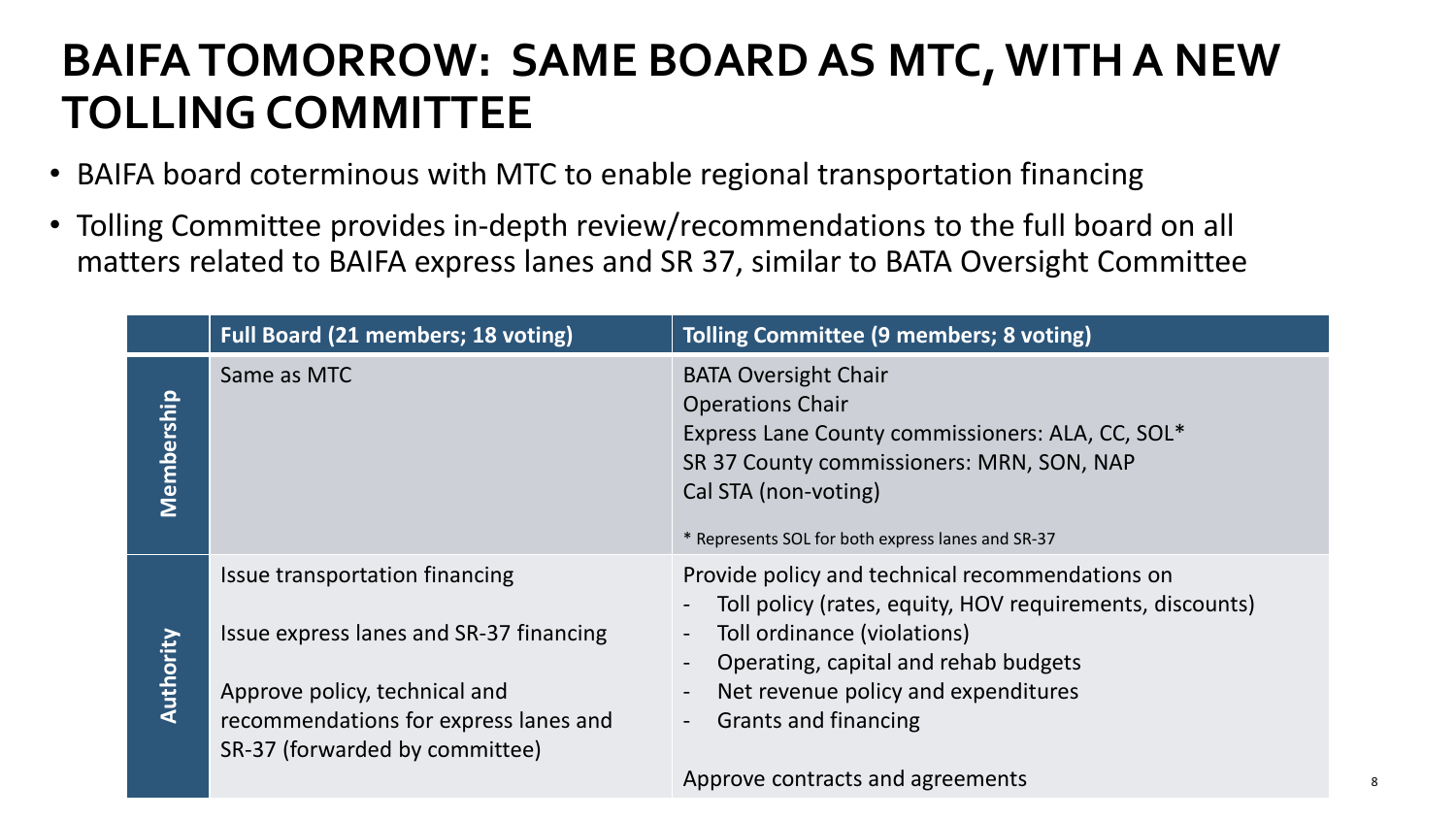# BAIFA TOMORROW: SAME BOARD AS MTC, WITH A NEW TOLLING COMMITTEE

- BAIFA board coterminous with MTC to enable regional transportation financing
- Tolling Committee provides in-depth review/recommendations to the full board on all matters related to BAIFA express lanes and SR 37, similar to BATA Oversight Committee

| | Full Board (21 members; 18 voting) | Tolling Committee (9 members; 8 voting) |
| --- | --- | --- |
| Membership | Same as MTC | BATA Oversight Chair<br>Operations Chair<br>Express Lane County commissioners: ALA, CC, SOL*<br>SR 37 County commissioners: MRN, SON, NAP<br>Cal STA (non-voting)<br><br>* Represents SOL for both express lanes and SR-37 |
| Authority | Issue transportation financing<br><br>Issue express lanes and SR-37 financing<br><br>Approve policy, technical and recommendations for express lanes and SR-37 (forwarded by committee) | Provide policy and technical recommendations on<br>- Toll policy (rates, equity, HOV requirements, discounts)<br>- Toll ordinance (violations)<br>- Operating, capital and rehab budgets<br>- Net revenue policy and expenditures<br>- Grants and financing<br><br>Approve contracts and agreements |